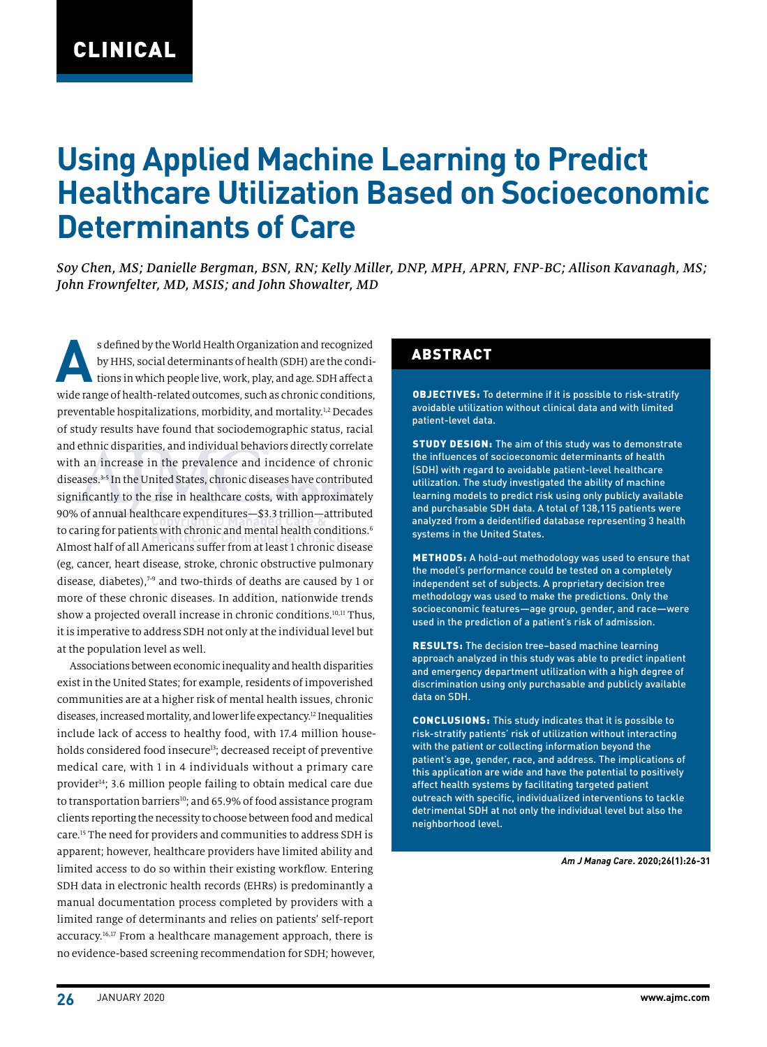CLINICAL

# Using Applied Machine Learning to Predict Healthcare Utilization Based on Socioeconomic Determinants of Care

*Soy Chen, MS; Danielle Bergman, BSN, RN; Kelly Miller, DNP, MPH, APRN, FNP-BC; Allison Kavanagh, MS; John Frownfelter, MD, MSIS; and John Showalter, MD*

## ABSTRACT

**OBJECTIVES:** To determine if it is possible to risk-stratify avoidable utilization without clinical data and with limited patient-level data.

**STUDY DESIGN:** The aim of this study was to demonstrate the influences of socioeconomic determinants of health (SDH) with regard to avoidable patient-level healthcare utilization. The study investigated the ability of machine learning models to predict risk using only publicly available and purchasable SDH data. A total of 138,115 patients were analyzed from a deidentified database representing 3 health systems in the United States.

**METHODS:** A hold-out methodology was used to ensure that the model's performance could be tested on a completely independent set of subjects. A proprietary decision tree methodology was used to make the predictions. Only the socioeconomic features—age group, gender, and race—were used in the prediction of a patient's risk of admission.

**RESULTS:** The decision tree–based machine learning approach analyzed in this study was able to predict inpatient and emergency department utilization with a high degree of discrimination using only purchasable and publicly available data on SDH.

**CONCLUSIONS:** This study indicates that it is possible to risk-stratify patients' risk of utilization without interacting with the patient or collecting information beyond the patient's age, gender, race, and address. The implications of this application are wide and have the potential to positively affect health systems by facilitating targeted patient outreach with specific, individualized interventions to tackle detrimental SDH at not only the individual level but also the neighborhood level.

*Am J Manag Care*. 2020;26(1):26-31

As defined by the World Health Organization and recognized by HHS, social determinants of health (SDH) are the conditions in which people live, work, play, and age. SDH affect a wide range of health-related outcomes, such as chronic conditions, preventable hospitalizations, morbidity, and mortality.[1,2] Decades of study results have found that sociodemographic status, racial and ethnic disparities, and individual behaviors directly correlate with an increase in the prevalence and incidence of chronic diseases.[3-5] In the United States, chronic diseases have contributed significantly to the rise in healthcare costs, with approximately 90% of annual healthcare expenditures—$3.3 trillion—attributed to caring for patients with chronic and mental health conditions.[6] Almost half of all Americans suffer from at least 1 chronic disease (eg, cancer, heart disease, stroke, chronic obstructive pulmonary disease, diabetes),[7-9] and two-thirds of deaths are caused by 1 or more of these chronic diseases. In addition, nationwide trends show a projected overall increase in chronic conditions.[10,11] Thus, it is imperative to address SDH not only at the individual level but at the population level as well.

Associations between economic inequality and health disparities exist in the United States; for example, residents of impoverished communities are at a higher risk of mental health issues, chronic diseases, increased mortality, and lower life expectancy.[12] Inequalities include lack of access to healthy food, with 17.4 million households considered food insecure[13]; decreased receipt of preventive medical care, with 1 in 4 individuals without a primary care provider[14]; 3.6 million people failing to obtain medical care due to transportation barriers[10]; and 65.9% of food assistance program clients reporting the necessity to choose between food and medical care.[15] The need for providers and communities to address SDH is apparent; however, healthcare providers have limited ability and limited access to do so within their existing workflow. Entering SDH data in electronic health records (EHRs) is predominantly a manual documentation process completed by providers with a limited range of determinants and relies on patients' self-report accuracy.[16,17] From a healthcare management approach, there is no evidence-based screening recommendation for SDH; however,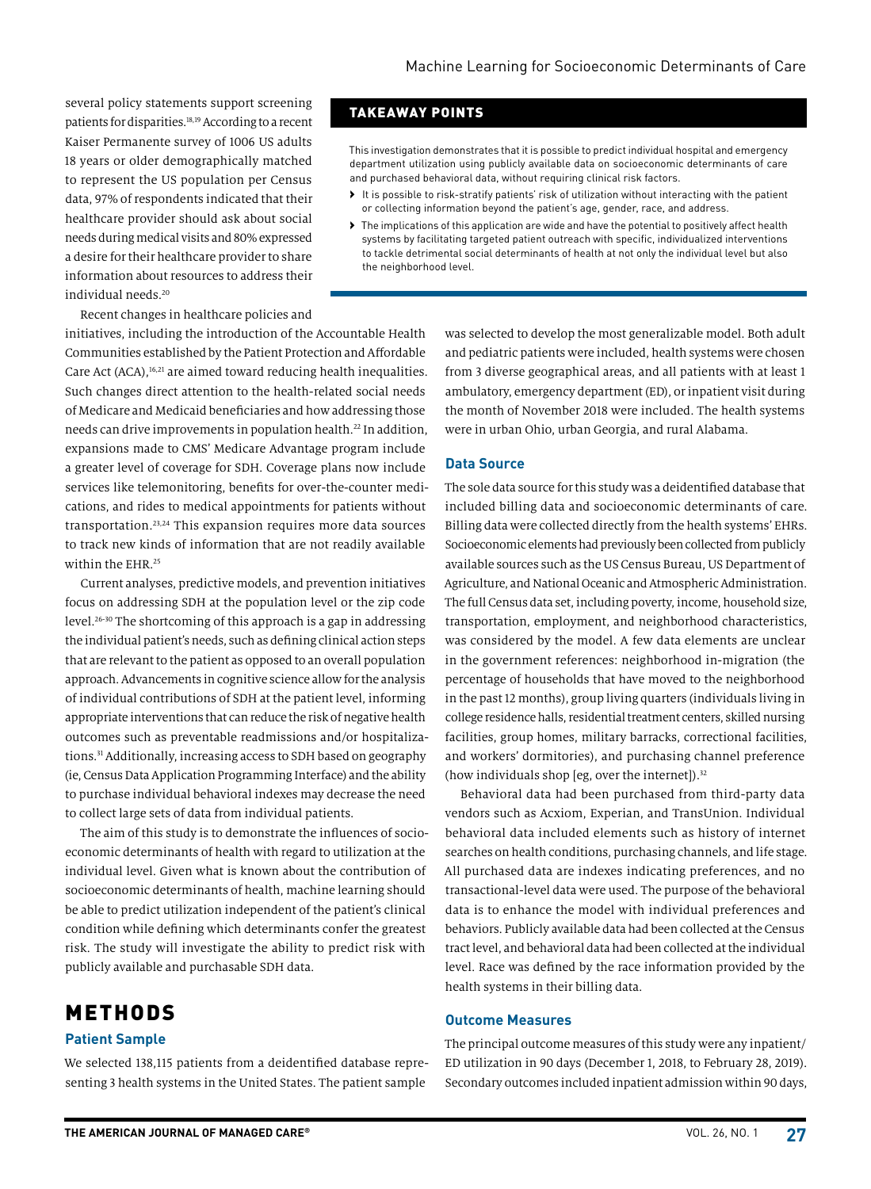several policy statements support screening patients for disparities.[18,19] According to a recent Kaiser Permanente survey of 1006 US adults 18 years or older demographically matched to represent the US population per Census data, 97% of respondents indicated that their healthcare provider should ask about social needs during medical visits and 80% expressed a desire for their healthcare provider to share information about resources to address their individual needs.[20]

## TAKEAWAY POINTS

This investigation demonstrates that it is possible to predict individual hospital and emergency department utilization using publicly available data on socioeconomic determinants of care and purchased behavioral data, without requiring clinical risk factors.

- It is possible to risk-stratify patients' risk of utilization without interacting with the patient or collecting information beyond the patient's age, gender, race, and address.
- The implications of this application are wide and have the potential to positively affect health systems by facilitating targeted patient outreach with specific, individualized interventions to tackle detrimental social determinants of health at not only the individual level but also the neighborhood level.

Recent changes in healthcare policies and initiatives, including the introduction of the Accountable Health Communities established by the Patient Protection and Affordable Care Act (ACA),[16,21] are aimed toward reducing health inequalities. Such changes direct attention to the health-related social needs of Medicare and Medicaid beneficiaries and how addressing those needs can drive improvements in population health.[22] In addition, expansions made to CMS' Medicare Advantage program include a greater level of coverage for SDH. Coverage plans now include services like telemonitoring, benefits for over-the-counter medications, and rides to medical appointments for patients without transportation.[23,24] This expansion requires more data sources to track new kinds of information that are not readily available within the EHR.[25]

Current analyses, predictive models, and prevention initiatives focus on addressing SDH at the population level or the zip code level.[26-30] The shortcoming of this approach is a gap in addressing the individual patient's needs, such as defining clinical action steps that are relevant to the patient as opposed to an overall population approach. Advancements in cognitive science allow for the analysis of individual contributions of SDH at the patient level, informing appropriate interventions that can reduce the risk of negative health outcomes such as preventable readmissions and/or hospitalizations.[31] Additionally, increasing access to SDH based on geography (ie, Census Data Application Programming Interface) and the ability to purchase individual behavioral indexes may decrease the need to collect large sets of data from individual patients.

The aim of this study is to demonstrate the influences of socioeconomic determinants of health with regard to utilization at the individual level. Given what is known about the contribution of socioeconomic determinants of health, machine learning should be able to predict utilization independent of the patient's clinical condition while defining which determinants confer the greatest risk. The study will investigate the ability to predict risk with publicly available and purchasable SDH data.

# METHODS

### Patient Sample

We selected 138,115 patients from a deidentified database representing 3 health systems in the United States. The patient sample was selected to develop the most generalizable model. Both adult and pediatric patients were included, health systems were chosen from 3 diverse geographical areas, and all patients with at least 1 ambulatory, emergency department (ED), or inpatient visit during the month of November 2018 were included. The health systems were in urban Ohio, urban Georgia, and rural Alabama.

### Data Source

The sole data source for this study was a deidentified database that included billing data and socioeconomic determinants of care. Billing data were collected directly from the health systems' EHRs. Socioeconomic elements had previously been collected from publicly available sources such as the US Census Bureau, US Department of Agriculture, and National Oceanic and Atmospheric Administration. The full Census data set, including poverty, income, household size, transportation, employment, and neighborhood characteristics, was considered by the model. A few data elements are unclear in the government references: neighborhood in-migration (the percentage of households that have moved to the neighborhood in the past 12 months), group living quarters (individuals living in college residence halls, residential treatment centers, skilled nursing facilities, group homes, military barracks, correctional facilities, and workers' dormitories), and purchasing channel preference (how individuals shop [eg, over the internet]).[32]

Behavioral data had been purchased from third-party data vendors such as Acxiom, Experian, and TransUnion. Individual behavioral data included elements such as history of internet searches on health conditions, purchasing channels, and life stage. All purchased data are indexes indicating preferences, and no transactional-level data were used. The purpose of the behavioral data is to enhance the model with individual preferences and behaviors. Publicly available data had been collected at the Census tract level, and behavioral data had been collected at the individual level. Race was defined by the race information provided by the health systems in their billing data.

### Outcome Measures

The principal outcome measures of this study were any inpatient/ED utilization in 90 days (December 1, 2018, to February 28, 2019). Secondary outcomes included inpatient admission within 90 days,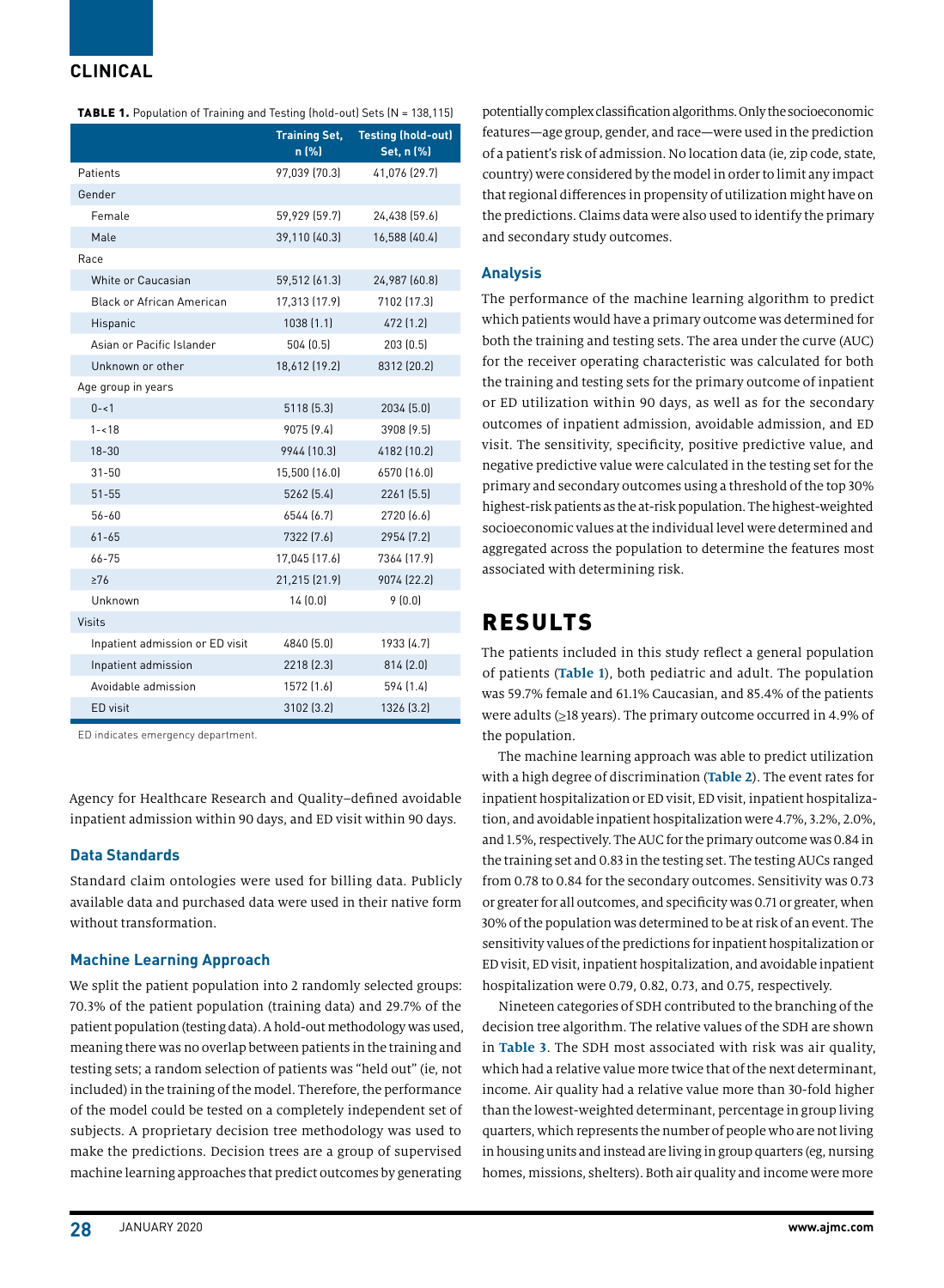**TABLE 1.** Population of Training and Testing (hold-out) Sets (N = 138,115)

| | Training Set, n (%) | Testing (hold-out) Set, n (%) |
|---|---|---|
| Patients | 97,039 (70.3) | 41,076 (29.7) |
| Gender | | |
| Female | 59,929 (59.7) | 24,438 (59.6) |
| Male | 39,110 (40.3) | 16,588 (40.4) |
| Race | | |
| White or Caucasian | 59,512 (61.3) | 24,987 (60.8) |
| Black or African American | 17,313 (17.9) | 7102 (17.3) |
| Hispanic | 1038 (1.1) | 472 (1.2) |
| Asian or Pacific Islander | 504 (0.5) | 203 (0.5) |
| Unknown or other | 18,612 (19.2) | 8312 (20.2) |
| Age group in years | | |
| 0-<1 | 5118 (5.3) | 2034 (5.0) |
| 1-<18 | 9075 (9.4) | 3908 (9.5) |
| 18-30 | 9944 (10.3) | 4182 (10.2) |
| 31-50 | 15,500 (16.0) | 6570 (16.0) |
| 51-55 | 5262 (5.4) | 2261 (5.5) |
| 56-60 | 6544 (6.7) | 2720 (6.6) |
| 61-65 | 7322 (7.6) | 2954 (7.2) |
| 66-75 | 17,045 (17.6) | 7364 (17.9) |
| ≥76 | 21,215 (21.9) | 9074 (22.2) |
| Unknown | 14 (0.0) | 9 (0.0) |
| Visits | | |
| Inpatient admission or ED visit | 4840 (5.0) | 1933 (4.7) |
| Inpatient admission | 2218 (2.3) | 814 (2.0) |
| Avoidable admission | 1572 (1.6) | 594 (1.4) |
| ED visit | 3102 (3.2) | 1326 (3.2) |

ED indicates emergency department.

Agency for Healthcare Research and Quality–defined avoidable inpatient admission within 90 days, and ED visit within 90 days.

### Data Standards

Standard claim ontologies were used for billing data. Publicly available data and purchased data were used in their native form without transformation.

### Machine Learning Approach

We split the patient population into 2 randomly selected groups: 70.3% of the patient population (training data) and 29.7% of the patient population (testing data). A hold-out methodology was used, meaning there was no overlap between patients in the training and testing sets; a random selection of patients was "held out" (ie, not included) in the training of the model. Therefore, the performance of the model could be tested on a completely independent set of subjects. A proprietary decision tree methodology was used to make the predictions. Decision trees are a group of supervised machine learning approaches that predict outcomes by generating potentially complex classification algorithms. Only the socioeconomic features—age group, gender, and race—were used in the prediction of a patient's risk of admission. No location data (ie, zip code, state, country) were considered by the model in order to limit any impact that regional differences in propensity of utilization might have on the predictions. Claims data were also used to identify the primary and secondary study outcomes.

### Analysis

The performance of the machine learning algorithm to predict which patients would have a primary outcome was determined for both the training and testing sets. The area under the curve (AUC) for the receiver operating characteristic was calculated for both the training and testing sets for the primary outcome of inpatient or ED utilization within 90 days, as well as for the secondary outcomes of inpatient admission, avoidable admission, and ED visit. The sensitivity, specificity, positive predictive value, and negative predictive value were calculated in the testing set for the primary and secondary outcomes using a threshold of the top 30% highest-risk patients as the at-risk population. The highest-weighted socioeconomic values at the individual level were determined and aggregated across the population to determine the features most associated with determining risk.

## RESULTS

The patients included in this study reflect a general population of patients (**Table 1**), both pediatric and adult. The population was 59.7% female and 61.1% Caucasian, and 85.4% of the patients were adults (≥18 years). The primary outcome occurred in 4.9% of the population.

The machine learning approach was able to predict utilization with a high degree of discrimination (**Table 2**). The event rates for inpatient hospitalization or ED visit, ED visit, inpatient hospitalization, and avoidable inpatient hospitalization were 4.7%, 3.2%, 2.0%, and 1.5%, respectively. The AUC for the primary outcome was 0.84 in the training set and 0.83 in the testing set. The testing AUCs ranged from 0.78 to 0.84 for the secondary outcomes. Sensitivity was 0.73 or greater for all outcomes, and specificity was 0.71 or greater, when 30% of the population was determined to be at risk of an event. The sensitivity values of the predictions for inpatient hospitalization or ED visit, ED visit, inpatient hospitalization, and avoidable inpatient hospitalization were 0.79, 0.82, 0.73, and 0.75, respectively.

Nineteen categories of SDH contributed to the branching of the decision tree algorithm. The relative values of the SDH are shown in **Table 3**. The SDH most associated with risk was air quality, which had a relative value more twice that of the next determinant, income. Air quality had a relative value more than 30-fold higher than the lowest-weighted determinant, percentage in group living quarters, which represents the number of people who are not living in housing units and instead are living in group quarters (eg, nursing homes, missions, shelters). Both air quality and income were more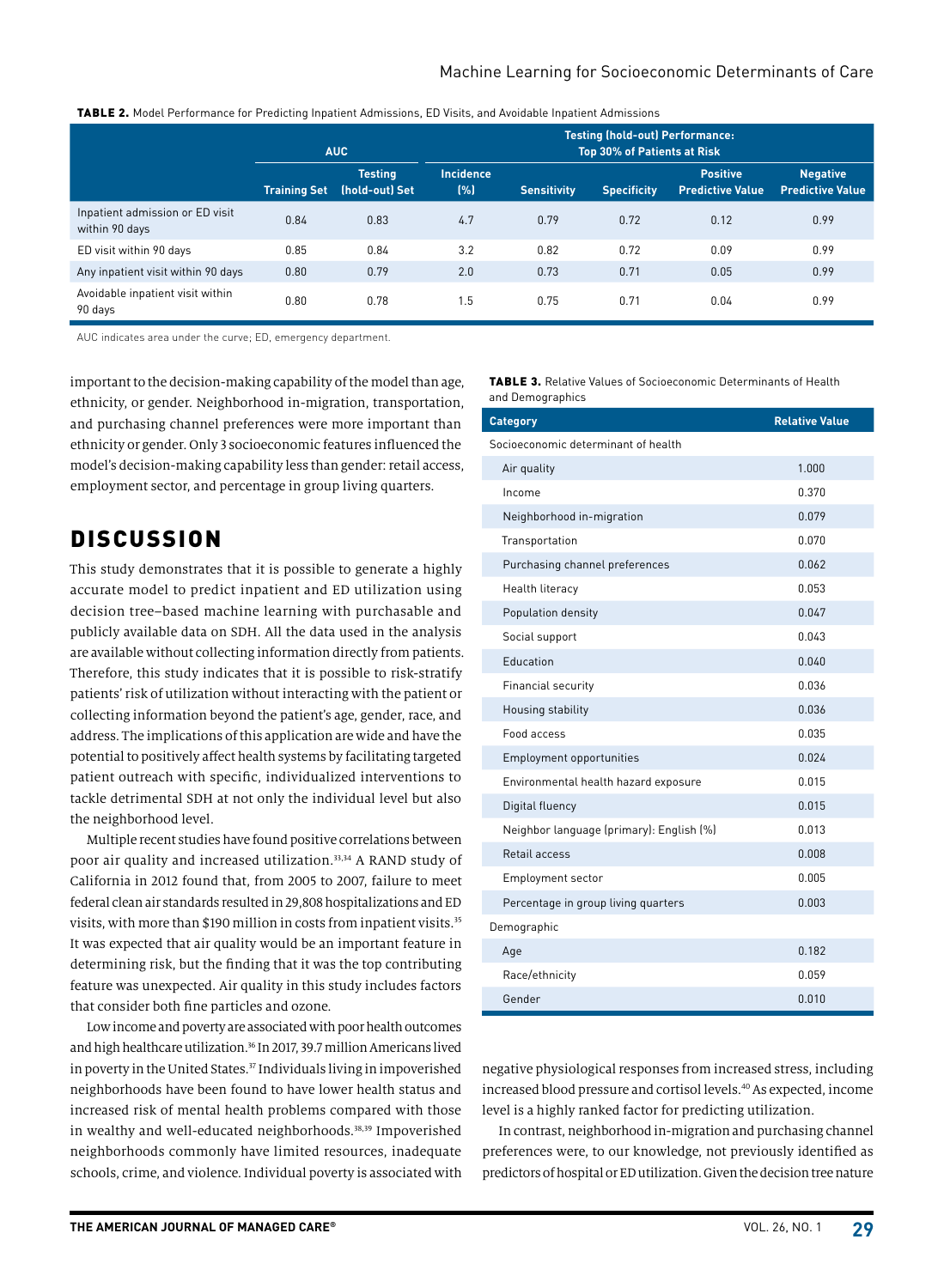**TABLE 2.** Model Performance for Predicting Inpatient Admissions, ED Visits, and Avoidable Inpatient Admissions

| | AUC | | Testing (hold-out) Performance: Top 30% of Patients at Risk | | | | |
|---|---|---|---|---|---|---|---|
| | Training Set | Testing (hold-out) Set | Incidence (%) | Sensitivity | Specificity | Positive Predictive Value | Negative Predictive Value |
| Inpatient admission or ED visit within 90 days | 0.84 | 0.83 | 4.7 | 0.79 | 0.72 | 0.12 | 0.99 |
| ED visit within 90 days | 0.85 | 0.84 | 3.2 | 0.82 | 0.72 | 0.09 | 0.99 |
| Any inpatient visit within 90 days | 0.80 | 0.79 | 2.0 | 0.73 | 0.71 | 0.05 | 0.99 |
| Avoidable inpatient visit within 90 days | 0.80 | 0.78 | 1.5 | 0.75 | 0.71 | 0.04 | 0.99 |

AUC indicates area under the curve; ED, emergency department.

important to the decision-making capability of the model than age, ethnicity, or gender. Neighborhood in-migration, transportation, and purchasing channel preferences were more important than ethnicity or gender. Only 3 socioeconomic features influenced the model's decision-making capability less than gender: retail access, employment sector, and percentage in group living quarters.

**TABLE 3.** Relative Values of Socioeconomic Determinants of Health and Demographics

| Category | Relative Value |
|---|---|
| Socioeconomic determinant of health | |
| Air quality | 1.000 |
| Income | 0.370 |
| Neighborhood in-migration | 0.079 |
| Transportation | 0.070 |
| Purchasing channel preferences | 0.062 |
| Health literacy | 0.053 |
| Population density | 0.047 |
| Social support | 0.043 |
| Education | 0.040 |
| Financial security | 0.036 |
| Housing stability | 0.036 |
| Food access | 0.035 |
| Employment opportunities | 0.024 |
| Environmental health hazard exposure | 0.015 |
| Digital fluency | 0.015 |
| Neighbor language (primary): English (%) | 0.013 |
| Retail access | 0.008 |
| Employment sector | 0.005 |
| Percentage in group living quarters | 0.003 |
| Demographic | |
| Age | 0.182 |
| Race/ethnicity | 0.059 |
| Gender | 0.010 |

## DISCUSSION

This study demonstrates that it is possible to generate a highly accurate model to predict inpatient and ED utilization using decision tree–based machine learning with purchasable and publicly available data on SDH. All the data used in the analysis are available without collecting information directly from patients. Therefore, this study indicates that it is possible to risk-stratify patients' risk of utilization without interacting with the patient or collecting information beyond the patient's age, gender, race, and address. The implications of this application are wide and have the potential to positively affect health systems by facilitating targeted patient outreach with specific, individualized interventions to tackle detrimental SDH at not only the individual level but also the neighborhood level.

Multiple recent studies have found positive correlations between poor air quality and increased utilization.[33,34] A RAND study of California in 2012 found that, from 2005 to 2007, failure to meet federal clean air standards resulted in 29,808 hospitalizations and ED visits, with more than $190 million in costs from inpatient visits.[35] It was expected that air quality would be an important feature in determining risk, but the finding that it was the top contributing feature was unexpected. Air quality in this study includes factors that consider both fine particles and ozone.

Low income and poverty are associated with poor health outcomes and high healthcare utilization.[36] In 2017, 39.7 million Americans lived in poverty in the United States.[37] Individuals living in impoverished neighborhoods have been found to have lower health status and increased risk of mental health problems compared with those in wealthy and well-educated neighborhoods.[38,39] Impoverished neighborhoods commonly have limited resources, inadequate schools, crime, and violence. Individual poverty is associated with negative physiological responses from increased stress, including increased blood pressure and cortisol levels.[40] As expected, income level is a highly ranked factor for predicting utilization.

In contrast, neighborhood in-migration and purchasing channel preferences were, to our knowledge, not previously identified as predictors of hospital or ED utilization. Given the decision tree nature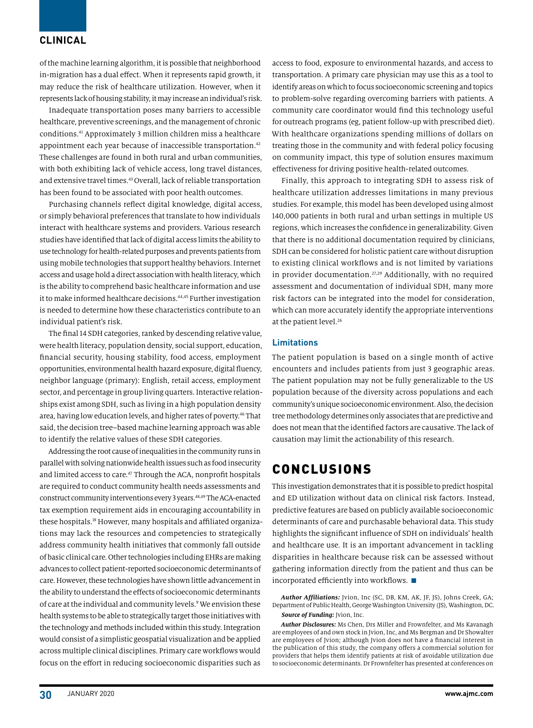of the machine learning algorithm, it is possible that neighborhood in-migration has a dual effect. When it represents rapid growth, it may reduce the risk of healthcare utilization. However, when it represents lack of housing stability, it may increase an individual's risk.

Inadequate transportation poses many barriers to accessible healthcare, preventive screenings, and the management of chronic conditions.[41] Approximately 3 million children miss a healthcare appointment each year because of inaccessible transportation.[42] These challenges are found in both rural and urban communities, with both exhibiting lack of vehicle access, long travel distances, and extensive travel times.[43] Overall, lack of reliable transportation has been found to be associated with poor health outcomes.

Purchasing channels reflect digital knowledge, digital access, or simply behavioral preferences that translate to how individuals interact with healthcare systems and providers. Various research studies have identified that lack of digital access limits the ability to use technology for health-related purposes and prevents patients from using mobile technologies that support healthy behaviors. Internet access and usage hold a direct association with health literacy, which is the ability to comprehend basic healthcare information and use it to make informed healthcare decisions.[44,45] Further investigation is needed to determine how these characteristics contribute to an individual patient's risk.

The final 14 SDH categories, ranked by descending relative value, were health literacy, population density, social support, education, financial security, housing stability, food access, employment opportunities, environmental health hazard exposure, digital fluency, neighbor language (primary): English, retail access, employment sector, and percentage in group living quarters. Interactive relationships exist among SDH, such as living in a high population density area, having low education levels, and higher rates of poverty.[46] That said, the decision tree–based machine learning approach was able to identify the relative values of these SDH categories.

Addressing the root cause of inequalities in the community runs in parallel with solving nationwide health issues such as food insecurity and limited access to care.[47] Through the ACA, nonprofit hospitals are required to conduct community health needs assessments and construct community interventions every 3 years.[48,49] The ACA-enacted tax exemption requirement aids in encouraging accountability in these hospitals.[18] However, many hospitals and affiliated organizations may lack the resources and competencies to strategically address community health initiatives that commonly fall outside of basic clinical care. Other technologies including EHRs are making advances to collect patient-reported socioeconomic determinants of care. However, these technologies have shown little advancement in the ability to understand the effects of socioeconomic determinants of care at the individual and community levels.[9] We envision these health systems to be able to strategically target those initiatives with the technology and methods included within this study. Integration would consist of a simplistic geospatial visualization and be applied across multiple clinical disciplines. Primary care workflows would focus on the effort in reducing socioeconomic disparities such as access to food, exposure to environmental hazards, and access to transportation. A primary care physician may use this as a tool to identify areas on which to focus socioeconomic screening and topics to problem-solve regarding overcoming barriers with patients. A community care coordinator would find this technology useful for outreach programs (eg, patient follow-up with prescribed diet). With healthcare organizations spending millions of dollars on treating those in the community and with federal policy focusing on community impact, this type of solution ensures maximum effectiveness for driving positive health-related outcomes.

Finally, this approach to integrating SDH to assess risk of healthcare utilization addresses limitations in many previous studies. For example, this model has been developed using almost 140,000 patients in both rural and urban settings in multiple US regions, which increases the confidence in generalizability. Given that there is no additional documentation required by clinicians, SDH can be considered for holistic patient care without disruption to existing clinical workflows and is not limited by variations in provider documentation.[27,29] Additionally, with no required assessment and documentation of individual SDH, many more risk factors can be integrated into the model for consideration, which can more accurately identify the appropriate interventions at the patient level.[26]

### Limitations

The patient population is based on a single month of active encounters and includes patients from just 3 geographic areas. The patient population may not be fully generalizable to the US population because of the diversity across populations and each community's unique socioeconomic environment. Also, the decision tree methodology determines only associates that are predictive and does not mean that the identified factors are causative. The lack of causation may limit the actionability of this research.

## CONCLUSIONS

This investigation demonstrates that it is possible to predict hospital and ED utilization without data on clinical risk factors. Instead, predictive features are based on publicly available socioeconomic determinants of care and purchasable behavioral data. This study highlights the significant influence of SDH on individuals' health and healthcare use. It is an important advancement in tackling disparities in healthcare because risk can be assessed without gathering information directly from the patient and thus can be incorporated efficiently into workflows. ■

***Author Affiliations:*** Jvion, Inc (SC, DB, KM, AK, JF, JS), Johns Creek, GA; Department of Public Health, George Washington University (JS), Washington, DC.

***Source of Funding:*** Jvion, Inc.

***Author Disclosures:*** Ms Chen, Drs Miller and Frownfelter, and Ms Kavanagh are employees of and own stock in Jvion, Inc, and Ms Bergman and Dr Showalter are employees of Jvion; although Jvion does not have a financial interest in the publication of this study, the company offers a commercial solution for providers that helps them identify patients at risk of avoidable utilization due to socioeconomic determinants. Dr Frownfelter has presented at conferences on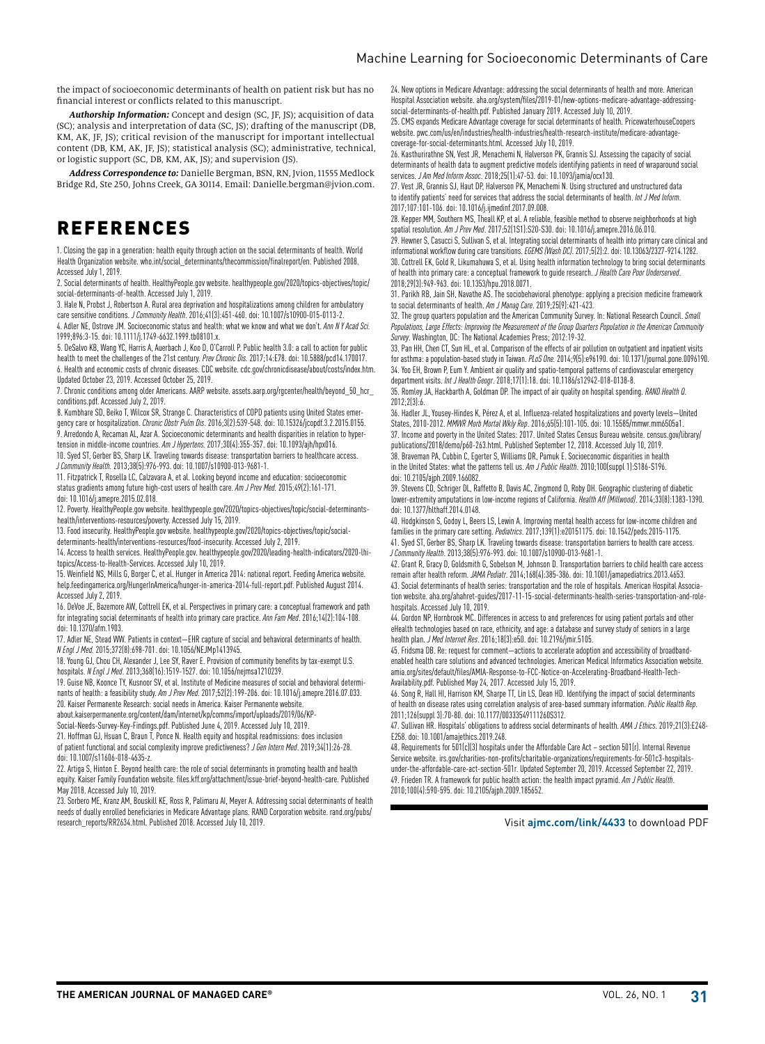the impact of socioeconomic determinants of health on patient risk but has no financial interest or conflicts related to this manuscript.

***Authorship Information:*** Concept and design (SC, JF, JS); acquisition of data (SC); analysis and interpretation of data (SC, JS); drafting of the manuscript (DB, KM, AK, JF, JS); critical revision of the manuscript for important intellectual content (DB, KM, AK, JF, JS); statistical analysis (SC); administrative, technical, or logistic support (SC, DB, KM, AK, JS); and supervision (JS).

***Address Correspondence to:*** Danielle Bergman, BSN, RN, Jvion, 11555 Medlock Bridge Rd, Ste 250, Johns Creek, GA 30114. Email: Danielle.bergman@jvion.com.

# REFERENCES

1. Closing the gap in a generation: health equity through action on the social determinants of health. World Health Organization website. who.int/social_determinants/thecommission/finalreport/en. Published 2008. Accessed July 1, 2019.
2. Social determinants of health. HealthyPeople.gov website. healthypeople.gov/2020/topics-objectives/topic/social-determinants-of-health. Accessed July 1, 2019.
3. Hale N, Probst J, Robertson A. Rural area deprivation and hospitalizations among children for ambulatory care sensitive conditions. *J Community Health*. 2016;41(3):451-460. doi: 10.1007/s10900-015-0113-2.
4. Adler NE, Ostrove JM. Socioeconomic status and health: what we know and what we don't. *Ann N Y Acad Sci*. 1999;896:3-15. doi: 10.1111/j.1749-6632.1999.tb08101.x.
5. DeSalvo KB, Wang YC, Harris A, Auerbach J, Koo D, O'Carroll P. Public health 3.0: a call to action for public health to meet the challenges of the 21st century. *Prev Chronic Dis*. 2017;14:E78. doi: 10.5888/pcd14.170017.
6. Health and economic costs of chronic diseases. CDC website. cdc.gov/chronicdisease/about/costs/index.htm. Updated October 23, 2019. Accessed October 25, 2019.
7. Chronic conditions among older Americans. AARP website. assets.aarp.org/rgcenter/health/beyond_50_hcr_conditions.pdf. Accessed July 2, 2019.
8. Kumbhare SD, Beiko T, Wilcox SR, Strange C. Characteristics of COPD patients using United States emergency care or hospitalization. *Chronic Obstr Pulm Dis*. 2016;3(2):539-548. doi: 10.15326/jcopdf.3.2.2015.0155.
9. Arredondo A, Recaman AL, Azar A. Socioeconomic determinants and health disparities in relation to hypertension in middle-income countries. *Am J Hypertens*. 2017;30(4):355-357. doi: 10.1093/ajh/hpx016.
10. Syed ST, Gerber BS, Sharp LK. Traveling towards disease: transportation barriers to healthcare access. *J Community Health*. 2013;38(5):976-993. doi: 10.1007/s10900-013-9681-1.
11. Fitzpatrick T, Rosella LC, Calzavara A, et al. Looking beyond income and education: socioeconomic status gradients among future high-cost users of health care. *Am J Prev Med*. 2015;49(2):161-171. doi: 10.1016/j.amepre.2015.02.018.
12. Poverty. HealthyPeople.gov website. healthypeople.gov/2020/topics-objectives/topic/social-determinants-health/interventions-resources/poverty. Accessed July 15, 2019.
13. Food insecurity. HealthyPeople.gov website. healthypeople.gov/2020/topics-objectives/topic/social-determinants-health/interventions-resources/food-insecurity. Accessed July 2, 2019.
14. Access to health services. HealthyPeople.gov. healthypeople.gov/2020/leading-health-indicators/2020-lhi-topics/Access-to-Health-Services. Accessed July 10, 2019.
15. Weinfield NS, Mills G, Borger C, et al. Hunger in America 2014: national report. Feeding America website. help.feedingamerica.org/HungerInAmerica/hunger-in-america-2014-full-report.pdf. Published August 2014. Accessed July 2, 2019.
16. DeVoe JE, Bazemore AW, Cottrell EK, et al. Perspectives in primary care: a conceptual framework and path for integrating social determinants of health into primary care practice. *Ann Fam Med*. 2016;14(2):104-108. doi: 10.1370/afm.1903.
17. Adler NE, Stead WW. Patients in context—EHR capture of social and behavioral determinants of health. *N Engl J Med*. 2015;372(8):698-701. doi: 10.1056/NEJMp1413945.
18. Young GJ, Chou CH, Alexander J, Lee SY, Raver E. Provision of community benefits by tax-exempt U.S. hospitals. *N Engl J Med*. 2013;368(16):1519-1527. doi: 10.1056/nejmsa1210239.
19. Guise NB, Koonce TY, Kusnoor SV, et al. Institute of Medicine measures of social and behavioral determinants of health: a feasibility study. *Am J Prev Med*. 2017;52(2):199-206. doi: 10.1016/j.amepre.2016.07.033.
20. Kaiser Permanente Research: social needs in America. Kaiser Permanente website. about.kaiserpermanente.org/content/dam/internet/kp/comms/import/uploads/2019/06/KP-Social-Needs-Survey-Key-Findings.pdf. Published June 4, 2019. Accessed July 10, 2019.
21. Hoffman GJ, Hsuan C, Braun T, Ponce N. Health equity and hospital readmissions: does inclusion of patient functional and social complexity improve predictiveness? *J Gen Intern Med*. 2019;34(1):26-28. doi: 10.1007/s11606-018-4635-z.
22. Artiga S, Hinton E. Beyond health care: the role of social determinants in promoting health and health equity. Kaiser Family Foundation website. files.kff.org/attachment/issue-brief-beyond-health-care. Published May 2018. Accessed July 10, 2019.
23. Sorbero ME, Kranz AM, Bouskill KE, Ross R, Palimaru AI, Meyer A. Addressing social determinants of health needs of dually enrolled beneficiaries in Medicare Advantage plans. RAND Corporation website. rand.org/pubs/research_reports/RR2634.html. Published 2018. Accessed July 10, 2019.
24. New options in Medicare Advantage: addressing the social determinants of health and more. American Hospital Association website. aha.org/system/files/2019-01/new-options-medicare-advantage-addressing-social-determinants-of-health.pdf. Published January 2019. Accessed July 10, 2019.
25. CMS expands Medicare Advantage coverage for social determinants of health. PricewaterhouseCoopers website. pwc.com/us/en/industries/health-industries/health-research-institute/medicare-advantage-coverage-for-social-determinants.html. Accessed July 10, 2019.
26. Kasthurirathne SN, Vest JR, Menachemi N, Halverson PK, Grannis SJ. Assessing the capacity of social determinants of health data to augment predictive models identifying patients in need of wraparound social services. *J Am Med Inform Assoc*. 2018;25(1):47-53. doi: 10.1093/jamia/ocx130.
27. Vest JR, Grannis SJ, Haut DP, Halverson PK, Menachemi N. Using structured and unstructured data to identify patients' need for services that address the social determinants of health. *Int J Med Inform*. 2017;107:101-106. doi: 10.1016/j.ijmedinf.2017.09.008.
28. Kepper MM, Southern MS, Theall KP, et al. A reliable, feasible method to observe neighborhoods at high spatial resolution. *Am J Prev Med*. 2017;52(1S1):S20-S30. doi: 10.1016/j.amepre.2016.06.010.
29. Hewner S, Casucci S, Sullivan S, et al. Integrating social determinants of health into primary care clinical and informational workflow during care transitions. *EGEMS (Wash DC)*. 2017;5(2):2. doi: 10.13063/2327-9214.1282.
30. Cottrell EK, Gold R, Likumahuwa S, et al. Using health information technology to bring social determinants of health into primary care: a conceptual framework to guide research. *J Health Care Poor Underserved*. 2018;29(3):949-963. doi: 10.1353/hpu.2018.0071.
31. Parikh RB, Jain SH, Navathe AS. The sociobehavioral phenotype: applying a precision medicine framework to social determinants of health. *Am J Manag Care*. 2019;25(9):421-423.
32. The group quarters population and the American Community Survey. In: National Research Council. *Small Populations, Large Effects: Improving the Measurement of the Group Quarters Population in the American Community Survey*. Washington, DC: The National Academies Press; 2012:19-32.
33. Pan HH, Chen CT, Sun HL, et al. Comparison of the effects of air pollution on outpatient and inpatient visits for asthma: a population-based study in Taiwan. *PLoS One*. 2014;9(5):e96190. doi: 10.1371/journal.pone.0096190.
34. Yoo EH, Brown P, Eum Y. Ambient air quality and spatio-temporal patterns of cardiovascular emergency department visits. *Int J Health Geogr*. 2018;17(1):18. doi: 10.1186/s12942-018-0138-8.
35. Romley JA, Hackbarth A, Goldman DP. The impact of air quality on hospital spending. *RAND Health Q*. 2012;2(3):6.
36. Hadler JL, Yousey-Hindes K, Pérez A, et al. Influenza-related hospitalizations and poverty levels—United States, 2010-2012. *MMWR Morb Mortal Wkly Rep*. 2016;65(5):101-105. doi: 10.15585/mmwr.mm6505a1.
37. Income and poverty in the United States: 2017. United States Census Bureau website. census.gov/library/publications/2018/demo/p60-263.html. Published September 12, 2018. Accessed July 10, 2019.
38. Braveman PA, Cubbin C, Egerter S, Williams DR, Pamuk E. Socioeconomic disparities in health in the United States: what the patterns tell us. *Am J Public Health*. 2010;100(suppl 1):S186-S196. doi: 10.2105/ajph.2009.166082.
39. Stevens CD, Schriger DL, Raffetto B, Davis AC, Zingmond D, Roby DH. Geographic clustering of diabetic lower-extremity amputations in low-income regions of California. *Health Aff (Millwood)*. 2014;33(8):1383-1390. doi: 10.1377/hlthaff.2014.0148.
40. Hodgkinson S, Godoy L, Beers LS, Lewin A. Improving mental health access for low-income children and families in the primary care setting. *Pediatrics*. 2017;139(1):e20151175. doi: 10.1542/peds.2015-1175.
41. Syed ST, Gerber BS, Sharp LK. Traveling towards disease: transportation barriers to health care access. *J Community Health*. 2013;38(5):976-993. doi: 10.1007/s10900-013-9681-1.
42. Grant R, Gracy D, Goldsmith G, Sobelson M, Johnson D. Transportation barriers to child health care access remain after health reform. *JAMA Pediatr*. 2014;168(4):385-386. doi: 10.1001/jamapediatrics.2013.4653.
43. Social determinants of health series: transportation and the role of hospitals. American Hospital Association website. aha.org/ahahret-guides/2017-11-15-social-determinants-health-series-transportation-and-role-hospitals. Accessed July 10, 2019.
44. Gordon NP, Hornbrook MC. Differences in access to and preferences for using patient portals and other eHealth technologies based on race, ethnicity, and age: a database and survey study of seniors in a large health plan. *J Med Internet Res*. 2016;18(3):e50. doi: 10.2196/jmir.5105.
45. Fridsma DB. Re: request for comment—actions to accelerate adoption and accessibility of broadband-enabled health care solutions and advanced technologies. American Medical Informatics Association website. amia.org/sites/default/files/AMIA-Response-to-FCC-Notice-on-Accelerating-Broadband-Health-Tech-Availability.pdf. Published May 24, 2017. Accessed July 15, 2019.
46. Song R, Hall HI, Harrison KM, Sharpe TT, Lin LS, Dean HD. Identifying the impact of social determinants of health on disease rates using correlation analysis of area-based summary information. *Public Health Rep*. 2011;126(suppl 3):70-80. doi: 10.1177/00333549111260S312.
47. Sullivan HR. Hospitals' obligations to address social determinants of health. *AMA J Ethics*. 2019;21(3):E248-E258. doi: 10.1001/amajethics.2019.248.
48. Requirements for 501(c)(3) hospitals under the Affordable Care Act – section 501(r). Internal Revenue Service website. irs.gov/charities-non-profits/charitable-organizations/requirements-for-501c3-hospitals-under-the-affordable-care-act-section-501r. Updated September 20, 2019. Accessed September 22, 2019.
49. Frieden TR. A framework for public health action: the health impact pyramid. *Am J Public Health*. 2010;100(4):590-595. doi: 10.2105/ajph.2009.185652.

Visit **ajmc.com/link/4433** to download PDF